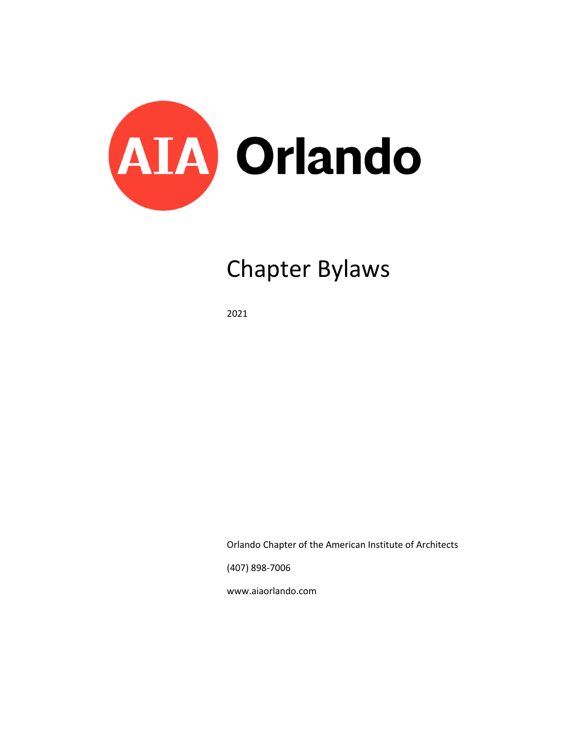AIA Orlando

# Chapter Bylaws

2021

Orlando Chapter of the American Institute of Architects

(407) 898-7006

www.aiaorlando.com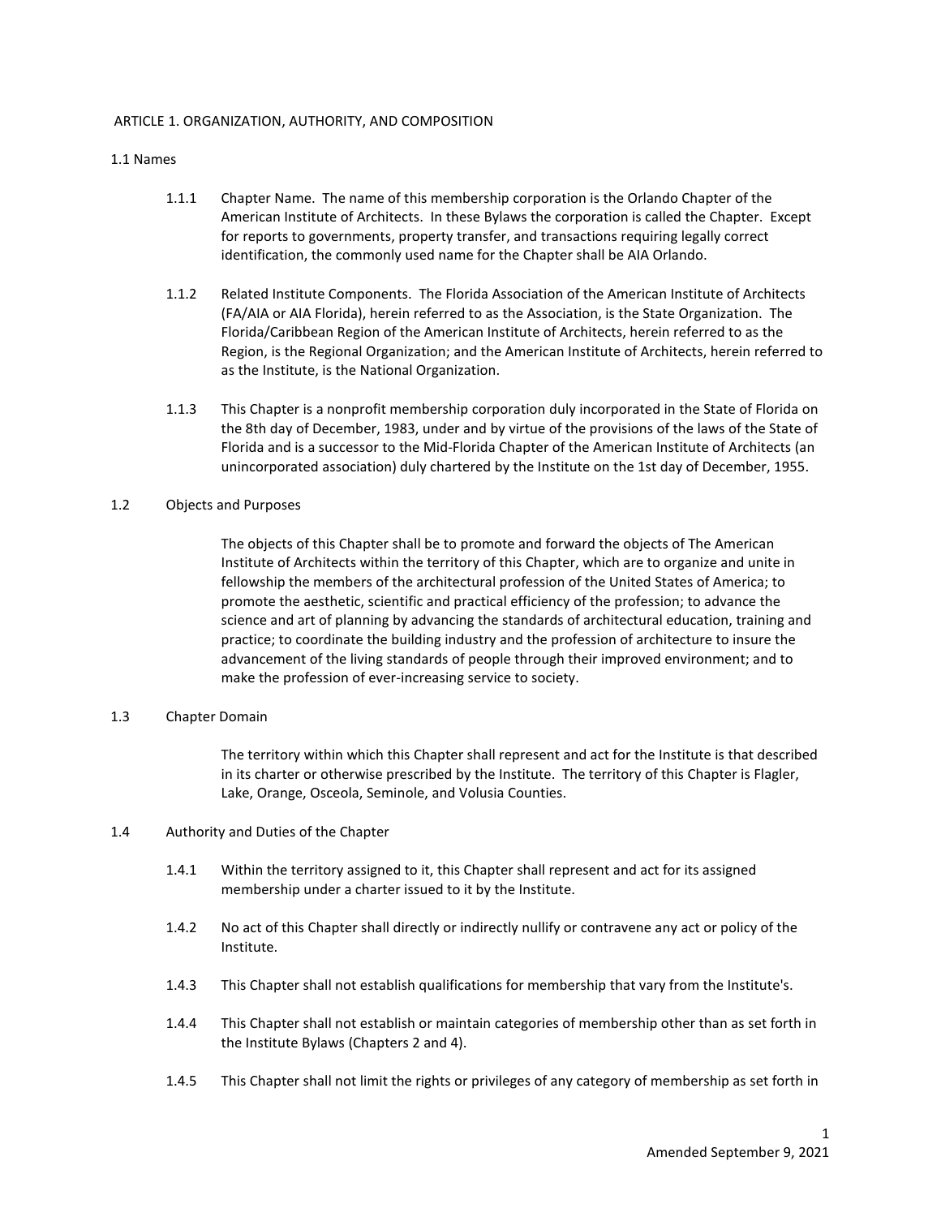ARTICLE 1. ORGANIZATION, AUTHORITY, AND COMPOSITION

1.1 Names

1.1.1 Chapter Name. The name of this membership corporation is the Orlando Chapter of the American Institute of Architects. In these Bylaws the corporation is called the Chapter. Except for reports to governments, property transfer, and transactions requiring legally correct identification, the commonly used name for the Chapter shall be AIA Orlando.

1.1.2 Related Institute Components. The Florida Association of the American Institute of Architects (FA/AIA or AIA Florida), herein referred to as the Association, is the State Organization. The Florida/Caribbean Region of the American Institute of Architects, herein referred to as the Region, is the Regional Organization; and the American Institute of Architects, herein referred to as the Institute, is the National Organization.

1.1.3 This Chapter is a nonprofit membership corporation duly incorporated in the State of Florida on the 8th day of December, 1983, under and by virtue of the provisions of the laws of the State of Florida and is a successor to the Mid-Florida Chapter of the American Institute of Architects (an unincorporated association) duly chartered by the Institute on the 1st day of December, 1955.

1.2 Objects and Purposes

The objects of this Chapter shall be to promote and forward the objects of The American Institute of Architects within the territory of this Chapter, which are to organize and unite in fellowship the members of the architectural profession of the United States of America; to promote the aesthetic, scientific and practical efficiency of the profession; to advance the science and art of planning by advancing the standards of architectural education, training and practice; to coordinate the building industry and the profession of architecture to insure the advancement of the living standards of people through their improved environment; and to make the profession of ever-increasing service to society.

1.3 Chapter Domain

The territory within which this Chapter shall represent and act for the Institute is that described in its charter or otherwise prescribed by the Institute. The territory of this Chapter is Flagler, Lake, Orange, Osceola, Seminole, and Volusia Counties.

1.4 Authority and Duties of the Chapter

1.4.1 Within the territory assigned to it, this Chapter shall represent and act for its assigned membership under a charter issued to it by the Institute.

1.4.2 No act of this Chapter shall directly or indirectly nullify or contravene any act or policy of the Institute.

1.4.3 This Chapter shall not establish qualifications for membership that vary from the Institute's.

1.4.4 This Chapter shall not establish or maintain categories of membership other than as set forth in the Institute Bylaws (Chapters 2 and 4).

1.4.5 This Chapter shall not limit the rights or privileges of any category of membership as set forth in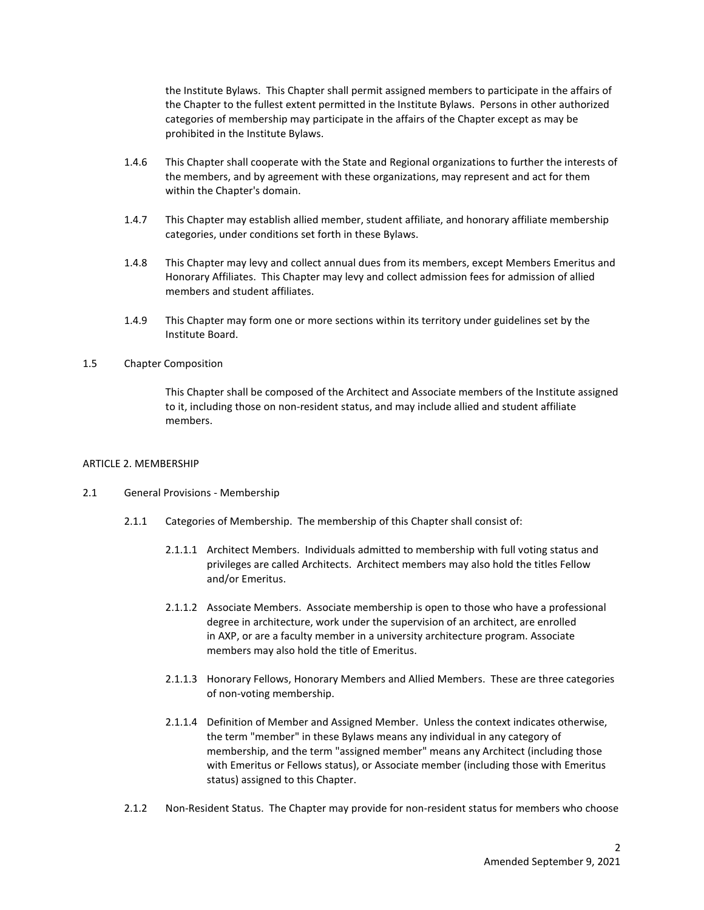the Institute Bylaws. This Chapter shall permit assigned members to participate in the affairs of the Chapter to the fullest extent permitted in the Institute Bylaws. Persons in other authorized categories of membership may participate in the affairs of the Chapter except as may be prohibited in the Institute Bylaws.

1.4.6 This Chapter shall cooperate with the State and Regional organizations to further the interests of the members, and by agreement with these organizations, may represent and act for them within the Chapter's domain.

1.4.7 This Chapter may establish allied member, student affiliate, and honorary affiliate membership categories, under conditions set forth in these Bylaws.

1.4.8 This Chapter may levy and collect annual dues from its members, except Members Emeritus and Honorary Affiliates. This Chapter may levy and collect admission fees for admission of allied members and student affiliates.

1.4.9 This Chapter may form one or more sections within its territory under guidelines set by the Institute Board.

1.5 Chapter Composition

This Chapter shall be composed of the Architect and Associate members of the Institute assigned to it, including those on non-resident status, and may include allied and student affiliate members.

## ARTICLE 2. MEMBERSHIP

2.1 General Provisions - Membership

2.1.1 Categories of Membership. The membership of this Chapter shall consist of:

2.1.1.1 Architect Members. Individuals admitted to membership with full voting status and privileges are called Architects. Architect members may also hold the titles Fellow and/or Emeritus.

2.1.1.2 Associate Members. Associate membership is open to those who have a professional degree in architecture, work under the supervision of an architect, are enrolled in AXP, or are a faculty member in a university architecture program. Associate members may also hold the title of Emeritus.

2.1.1.3 Honorary Fellows, Honorary Members and Allied Members. These are three categories of non-voting membership.

2.1.1.4 Definition of Member and Assigned Member. Unless the context indicates otherwise, the term "member" in these Bylaws means any individual in any category of membership, and the term "assigned member" means any Architect (including those with Emeritus or Fellows status), or Associate member (including those with Emeritus status) assigned to this Chapter.

2.1.2 Non-Resident Status. The Chapter may provide for non-resident status for members who choose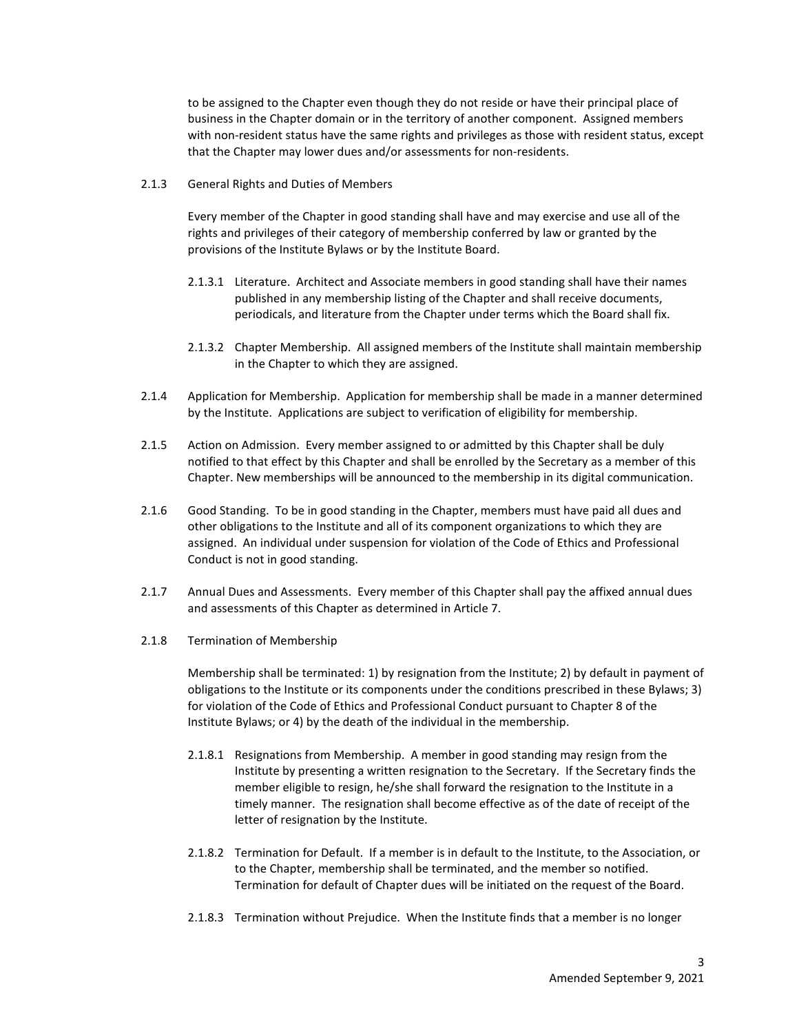to be assigned to the Chapter even though they do not reside or have their principal place of business in the Chapter domain or in the territory of another component. Assigned members with non-resident status have the same rights and privileges as those with resident status, except that the Chapter may lower dues and/or assessments for non-residents.

2.1.3 General Rights and Duties of Members

Every member of the Chapter in good standing shall have and may exercise and use all of the rights and privileges of their category of membership conferred by law or granted by the provisions of the Institute Bylaws or by the Institute Board.

2.1.3.1 Literature. Architect and Associate members in good standing shall have their names published in any membership listing of the Chapter and shall receive documents, periodicals, and literature from the Chapter under terms which the Board shall fix.

2.1.3.2 Chapter Membership. All assigned members of the Institute shall maintain membership in the Chapter to which they are assigned.

2.1.4 Application for Membership. Application for membership shall be made in a manner determined by the Institute. Applications are subject to verification of eligibility for membership.

2.1.5 Action on Admission. Every member assigned to or admitted by this Chapter shall be duly notified to that effect by this Chapter and shall be enrolled by the Secretary as a member of this Chapter. New memberships will be announced to the membership in its digital communication.

2.1.6 Good Standing. To be in good standing in the Chapter, members must have paid all dues and other obligations to the Institute and all of its component organizations to which they are assigned. An individual under suspension for violation of the Code of Ethics and Professional Conduct is not in good standing.

2.1.7 Annual Dues and Assessments. Every member of this Chapter shall pay the affixed annual dues and assessments of this Chapter as determined in Article 7.

2.1.8 Termination of Membership

Membership shall be terminated: 1) by resignation from the Institute; 2) by default in payment of obligations to the Institute or its components under the conditions prescribed in these Bylaws; 3) for violation of the Code of Ethics and Professional Conduct pursuant to Chapter 8 of the Institute Bylaws; or 4) by the death of the individual in the membership.

2.1.8.1 Resignations from Membership. A member in good standing may resign from the Institute by presenting a written resignation to the Secretary. If the Secretary finds the member eligible to resign, he/she shall forward the resignation to the Institute in a timely manner. The resignation shall become effective as of the date of receipt of the letter of resignation by the Institute.

2.1.8.2 Termination for Default. If a member is in default to the Institute, to the Association, or to the Chapter, membership shall be terminated, and the member so notified. Termination for default of Chapter dues will be initiated on the request of the Board.

2.1.8.3 Termination without Prejudice. When the Institute finds that a member is no longer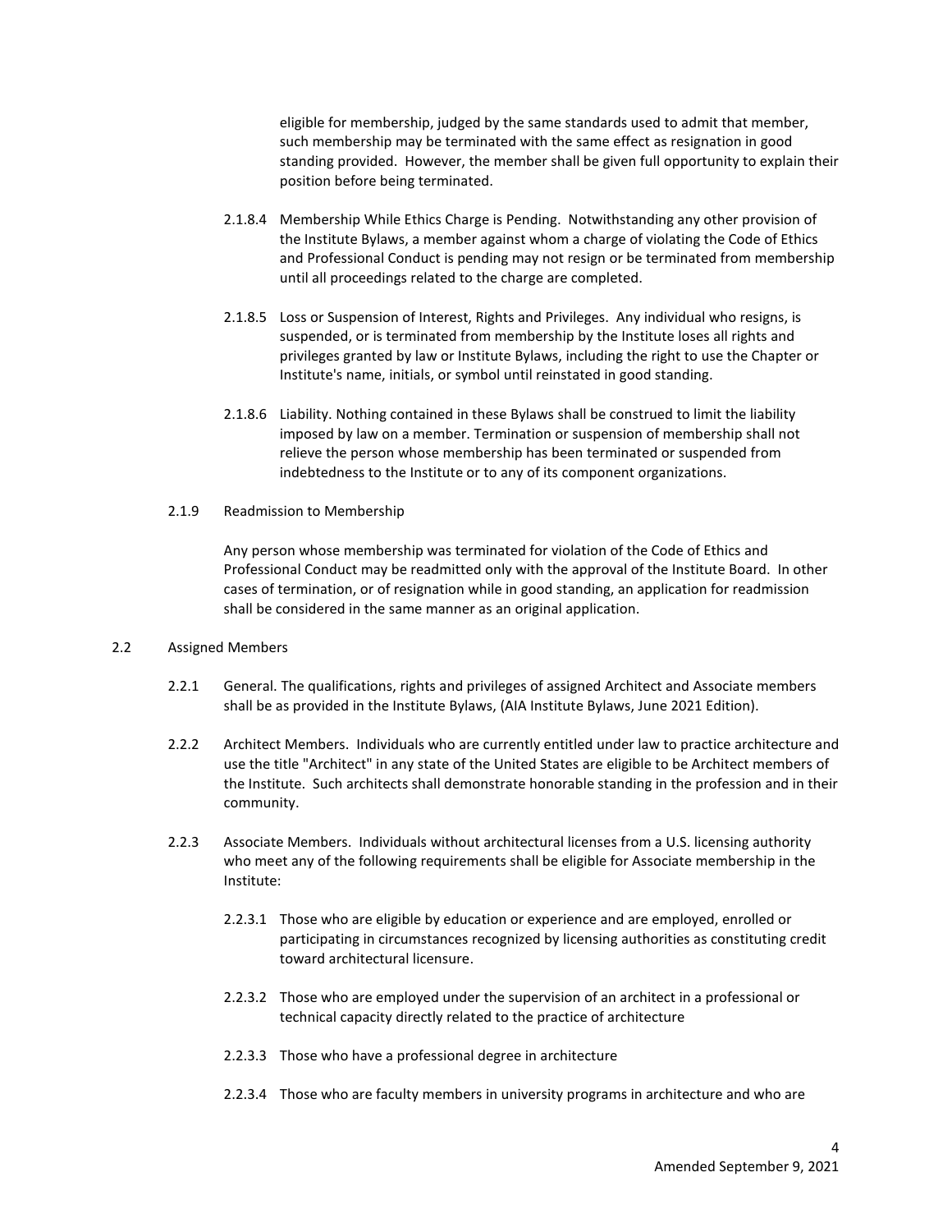eligible for membership, judged by the same standards used to admit that member, such membership may be terminated with the same effect as resignation in good standing provided. However, the member shall be given full opportunity to explain their position before being terminated.

2.1.8.4 Membership While Ethics Charge is Pending. Notwithstanding any other provision of the Institute Bylaws, a member against whom a charge of violating the Code of Ethics and Professional Conduct is pending may not resign or be terminated from membership until all proceedings related to the charge are completed.

2.1.8.5 Loss or Suspension of Interest, Rights and Privileges. Any individual who resigns, is suspended, or is terminated from membership by the Institute loses all rights and privileges granted by law or Institute Bylaws, including the right to use the Chapter or Institute's name, initials, or symbol until reinstated in good standing.

2.1.8.6 Liability. Nothing contained in these Bylaws shall be construed to limit the liability imposed by law on a member. Termination or suspension of membership shall not relieve the person whose membership has been terminated or suspended from indebtedness to the Institute or to any of its component organizations.

2.1.9 Readmission to Membership

Any person whose membership was terminated for violation of the Code of Ethics and Professional Conduct may be readmitted only with the approval of the Institute Board. In other cases of termination, or of resignation while in good standing, an application for readmission shall be considered in the same manner as an original application.

2.2 Assigned Members

2.2.1 General. The qualifications, rights and privileges of assigned Architect and Associate members shall be as provided in the Institute Bylaws, (AIA Institute Bylaws, June 2021 Edition).

2.2.2 Architect Members. Individuals who are currently entitled under law to practice architecture and use the title "Architect" in any state of the United States are eligible to be Architect members of the Institute. Such architects shall demonstrate honorable standing in the profession and in their community.

2.2.3 Associate Members. Individuals without architectural licenses from a U.S. licensing authority who meet any of the following requirements shall be eligible for Associate membership in the Institute:

2.2.3.1 Those who are eligible by education or experience and are employed, enrolled or participating in circumstances recognized by licensing authorities as constituting credit toward architectural licensure.

2.2.3.2 Those who are employed under the supervision of an architect in a professional or technical capacity directly related to the practice of architecture

2.2.3.3 Those who have a professional degree in architecture

2.2.3.4 Those who are faculty members in university programs in architecture and who are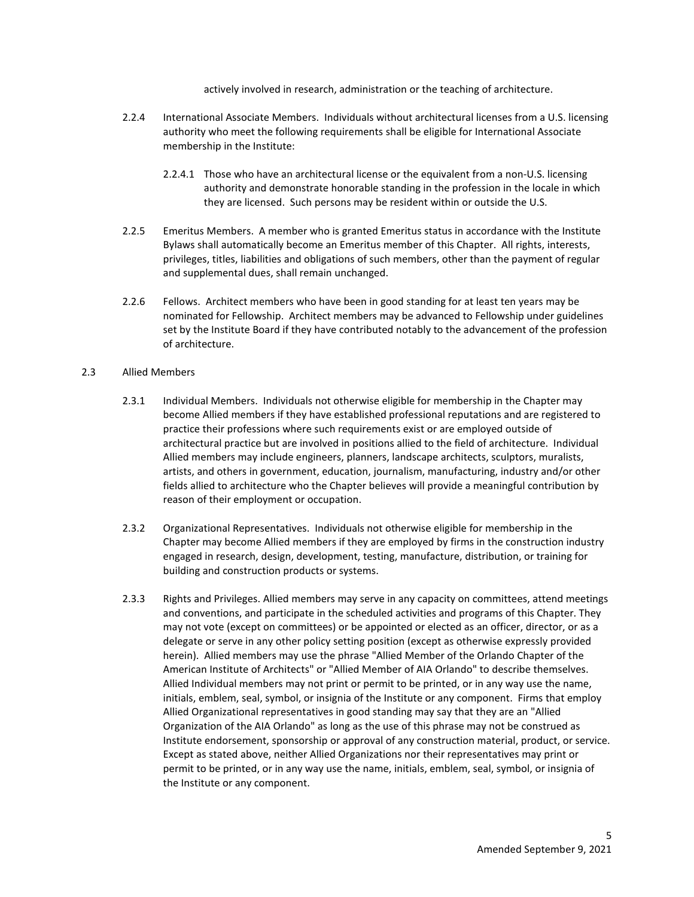actively involved in research, administration or the teaching of architecture.

2.2.4 International Associate Members. Individuals without architectural licenses from a U.S. licensing authority who meet the following requirements shall be eligible for International Associate membership in the Institute:

2.2.4.1 Those who have an architectural license or the equivalent from a non-U.S. licensing authority and demonstrate honorable standing in the profession in the locale in which they are licensed. Such persons may be resident within or outside the U.S.

2.2.5 Emeritus Members. A member who is granted Emeritus status in accordance with the Institute Bylaws shall automatically become an Emeritus member of this Chapter. All rights, interests, privileges, titles, liabilities and obligations of such members, other than the payment of regular and supplemental dues, shall remain unchanged.

2.2.6 Fellows. Architect members who have been in good standing for at least ten years may be nominated for Fellowship. Architect members may be advanced to Fellowship under guidelines set by the Institute Board if they have contributed notably to the advancement of the profession of architecture.

2.3 Allied Members

2.3.1 Individual Members. Individuals not otherwise eligible for membership in the Chapter may become Allied members if they have established professional reputations and are registered to practice their professions where such requirements exist or are employed outside of architectural practice but are involved in positions allied to the field of architecture. Individual Allied members may include engineers, planners, landscape architects, sculptors, muralists, artists, and others in government, education, journalism, manufacturing, industry and/or other fields allied to architecture who the Chapter believes will provide a meaningful contribution by reason of their employment or occupation.

2.3.2 Organizational Representatives. Individuals not otherwise eligible for membership in the Chapter may become Allied members if they are employed by firms in the construction industry engaged in research, design, development, testing, manufacture, distribution, or training for building and construction products or systems.

2.3.3 Rights and Privileges. Allied members may serve in any capacity on committees, attend meetings and conventions, and participate in the scheduled activities and programs of this Chapter. They may not vote (except on committees) or be appointed or elected as an officer, director, or as a delegate or serve in any other policy setting position (except as otherwise expressly provided herein). Allied members may use the phrase "Allied Member of the Orlando Chapter of the American Institute of Architects" or "Allied Member of AIA Orlando" to describe themselves. Allied Individual members may not print or permit to be printed, or in any way use the name, initials, emblem, seal, symbol, or insignia of the Institute or any component. Firms that employ Allied Organizational representatives in good standing may say that they are an "Allied Organization of the AIA Orlando" as long as the use of this phrase may not be construed as Institute endorsement, sponsorship or approval of any construction material, product, or service. Except as stated above, neither Allied Organizations nor their representatives may print or permit to be printed, or in any way use the name, initials, emblem, seal, symbol, or insignia of the Institute or any component.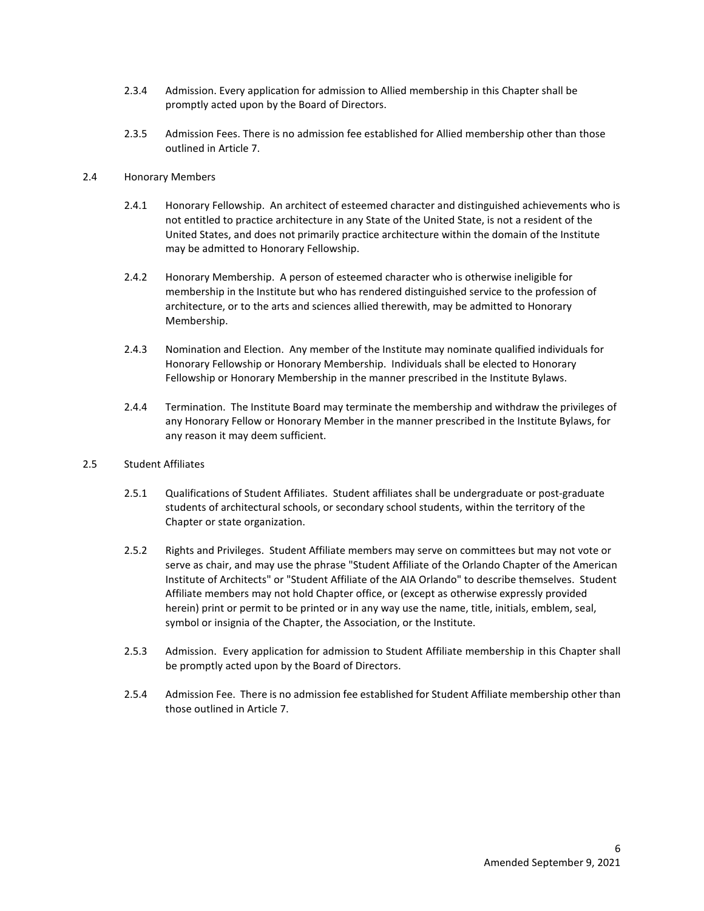2.3.4 Admission. Every application for admission to Allied membership in this Chapter shall be promptly acted upon by the Board of Directors.

2.3.5 Admission Fees. There is no admission fee established for Allied membership other than those outlined in Article 7.

2.4 Honorary Members

2.4.1 Honorary Fellowship. An architect of esteemed character and distinguished achievements who is not entitled to practice architecture in any State of the United State, is not a resident of the United States, and does not primarily practice architecture within the domain of the Institute may be admitted to Honorary Fellowship.

2.4.2 Honorary Membership. A person of esteemed character who is otherwise ineligible for membership in the Institute but who has rendered distinguished service to the profession of architecture, or to the arts and sciences allied therewith, may be admitted to Honorary Membership.

2.4.3 Nomination and Election. Any member of the Institute may nominate qualified individuals for Honorary Fellowship or Honorary Membership. Individuals shall be elected to Honorary Fellowship or Honorary Membership in the manner prescribed in the Institute Bylaws.

2.4.4 Termination. The Institute Board may terminate the membership and withdraw the privileges of any Honorary Fellow or Honorary Member in the manner prescribed in the Institute Bylaws, for any reason it may deem sufficient.

2.5 Student Affiliates

2.5.1 Qualifications of Student Affiliates. Student affiliates shall be undergraduate or post-graduate students of architectural schools, or secondary school students, within the territory of the Chapter or state organization.

2.5.2 Rights and Privileges. Student Affiliate members may serve on committees but may not vote or serve as chair, and may use the phrase "Student Affiliate of the Orlando Chapter of the American Institute of Architects" or "Student Affiliate of the AIA Orlando" to describe themselves. Student Affiliate members may not hold Chapter office, or (except as otherwise expressly provided herein) print or permit to be printed or in any way use the name, title, initials, emblem, seal, symbol or insignia of the Chapter, the Association, or the Institute.

2.5.3 Admission. Every application for admission to Student Affiliate membership in this Chapter shall be promptly acted upon by the Board of Directors.

2.5.4 Admission Fee. There is no admission fee established for Student Affiliate membership other than those outlined in Article 7.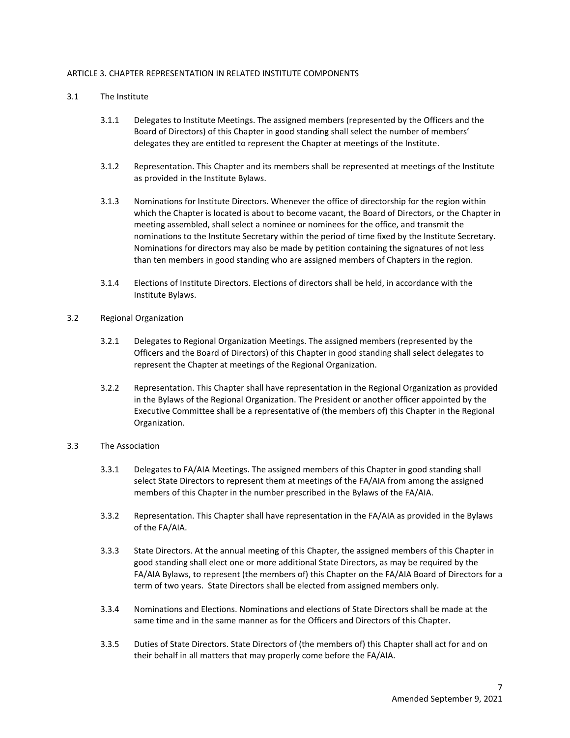## ARTICLE 3. CHAPTER REPRESENTATION IN RELATED INSTITUTE COMPONENTS

### 3.1 The Institute

3.1.1 Delegates to Institute Meetings. The assigned members (represented by the Officers and the Board of Directors) of this Chapter in good standing shall select the number of members' delegates they are entitled to represent the Chapter at meetings of the Institute.

3.1.2 Representation. This Chapter and its members shall be represented at meetings of the Institute as provided in the Institute Bylaws.

3.1.3 Nominations for Institute Directors. Whenever the office of directorship for the region within which the Chapter is located is about to become vacant, the Board of Directors, or the Chapter in meeting assembled, shall select a nominee or nominees for the office, and transmit the nominations to the Institute Secretary within the period of time fixed by the Institute Secretary. Nominations for directors may also be made by petition containing the signatures of not less than ten members in good standing who are assigned members of Chapters in the region.

3.1.4 Elections of Institute Directors. Elections of directors shall be held, in accordance with the Institute Bylaws.

### 3.2 Regional Organization

3.2.1 Delegates to Regional Organization Meetings. The assigned members (represented by the Officers and the Board of Directors) of this Chapter in good standing shall select delegates to represent the Chapter at meetings of the Regional Organization.

3.2.2 Representation. This Chapter shall have representation in the Regional Organization as provided in the Bylaws of the Regional Organization. The President or another officer appointed by the Executive Committee shall be a representative of (the members of) this Chapter in the Regional Organization.

### 3.3 The Association

3.3.1 Delegates to FA/AIA Meetings. The assigned members of this Chapter in good standing shall select State Directors to represent them at meetings of the FA/AIA from among the assigned members of this Chapter in the number prescribed in the Bylaws of the FA/AIA.

3.3.2 Representation. This Chapter shall have representation in the FA/AIA as provided in the Bylaws of the FA/AIA.

3.3.3 State Directors. At the annual meeting of this Chapter, the assigned members of this Chapter in good standing shall elect one or more additional State Directors, as may be required by the FA/AIA Bylaws, to represent (the members of) this Chapter on the FA/AIA Board of Directors for a term of two years. State Directors shall be elected from assigned members only.

3.3.4 Nominations and Elections. Nominations and elections of State Directors shall be made at the same time and in the same manner as for the Officers and Directors of this Chapter.

3.3.5 Duties of State Directors. State Directors of (the members of) this Chapter shall act for and on their behalf in all matters that may properly come before the FA/AIA.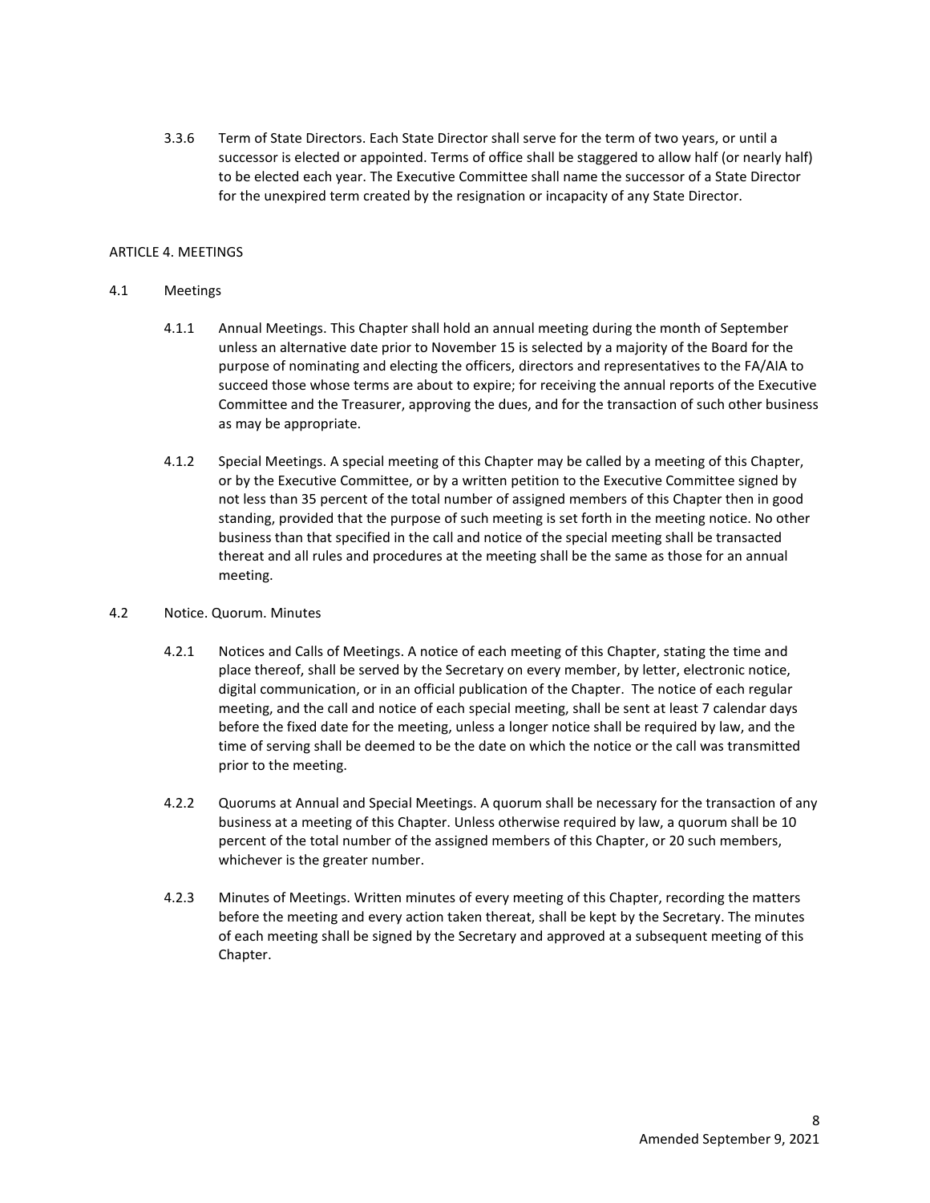3.3.6 Term of State Directors. Each State Director shall serve for the term of two years, or until a successor is elected or appointed. Terms of office shall be staggered to allow half (or nearly half) to be elected each year. The Executive Committee shall name the successor of a State Director for the unexpired term created by the resignation or incapacity of any State Director.

## ARTICLE 4. MEETINGS

### 4.1 Meetings

4.1.1 Annual Meetings. This Chapter shall hold an annual meeting during the month of September unless an alternative date prior to November 15 is selected by a majority of the Board for the purpose of nominating and electing the officers, directors and representatives to the FA/AIA to succeed those whose terms are about to expire; for receiving the annual reports of the Executive Committee and the Treasurer, approving the dues, and for the transaction of such other business as may be appropriate.

4.1.2 Special Meetings. A special meeting of this Chapter may be called by a meeting of this Chapter, or by the Executive Committee, or by a written petition to the Executive Committee signed by not less than 35 percent of the total number of assigned members of this Chapter then in good standing, provided that the purpose of such meeting is set forth in the meeting notice. No other business than that specified in the call and notice of the special meeting shall be transacted thereat and all rules and procedures at the meeting shall be the same as those for an annual meeting.

### 4.2 Notice. Quorum. Minutes

4.2.1 Notices and Calls of Meetings. A notice of each meeting of this Chapter, stating the time and place thereof, shall be served by the Secretary on every member, by letter, electronic notice, digital communication, or in an official publication of the Chapter. The notice of each regular meeting, and the call and notice of each special meeting, shall be sent at least 7 calendar days before the fixed date for the meeting, unless a longer notice shall be required by law, and the time of serving shall be deemed to be the date on which the notice or the call was transmitted prior to the meeting.

4.2.2 Quorums at Annual and Special Meetings. A quorum shall be necessary for the transaction of any business at a meeting of this Chapter. Unless otherwise required by law, a quorum shall be 10 percent of the total number of the assigned members of this Chapter, or 20 such members, whichever is the greater number.

4.2.3 Minutes of Meetings. Written minutes of every meeting of this Chapter, recording the matters before the meeting and every action taken thereat, shall be kept by the Secretary. The minutes of each meeting shall be signed by the Secretary and approved at a subsequent meeting of this Chapter.

Amended September 9, 2021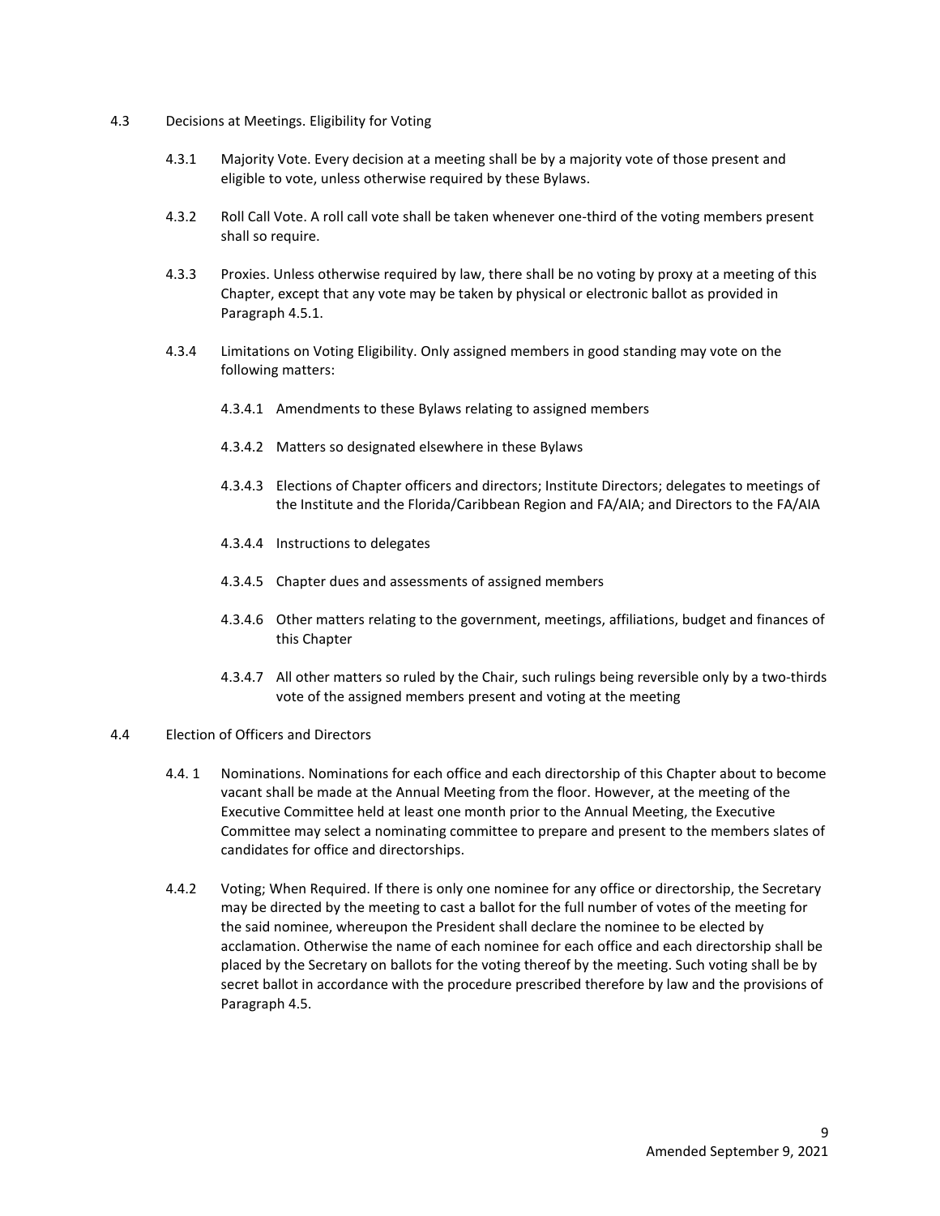4.3 Decisions at Meetings. Eligibility for Voting

4.3.1 Majority Vote. Every decision at a meeting shall be by a majority vote of those present and eligible to vote, unless otherwise required by these Bylaws.

4.3.2 Roll Call Vote. A roll call vote shall be taken whenever one-third of the voting members present shall so require.

4.3.3 Proxies. Unless otherwise required by law, there shall be no voting by proxy at a meeting of this Chapter, except that any vote may be taken by physical or electronic ballot as provided in Paragraph 4.5.1.

4.3.4 Limitations on Voting Eligibility. Only assigned members in good standing may vote on the following matters:

4.3.4.1 Amendments to these Bylaws relating to assigned members

4.3.4.2 Matters so designated elsewhere in these Bylaws

4.3.4.3 Elections of Chapter officers and directors; Institute Directors; delegates to meetings of the Institute and the Florida/Caribbean Region and FA/AIA; and Directors to the FA/AIA

4.3.4.4 Instructions to delegates

4.3.4.5 Chapter dues and assessments of assigned members

4.3.4.6 Other matters relating to the government, meetings, affiliations, budget and finances of this Chapter

4.3.4.7 All other matters so ruled by the Chair, such rulings being reversible only by a two-thirds vote of the assigned members present and voting at the meeting

4.4 Election of Officers and Directors

4.4. 1 Nominations. Nominations for each office and each directorship of this Chapter about to become vacant shall be made at the Annual Meeting from the floor. However, at the meeting of the Executive Committee held at least one month prior to the Annual Meeting, the Executive Committee may select a nominating committee to prepare and present to the members slates of candidates for office and directorships.

4.4.2 Voting; When Required. If there is only one nominee for any office or directorship, the Secretary may be directed by the meeting to cast a ballot for the full number of votes of the meeting for the said nominee, whereupon the President shall declare the nominee to be elected by acclamation. Otherwise the name of each nominee for each office and each directorship shall be placed by the Secretary on ballots for the voting thereof by the meeting. Such voting shall be by secret ballot in accordance with the procedure prescribed therefore by law and the provisions of Paragraph 4.5.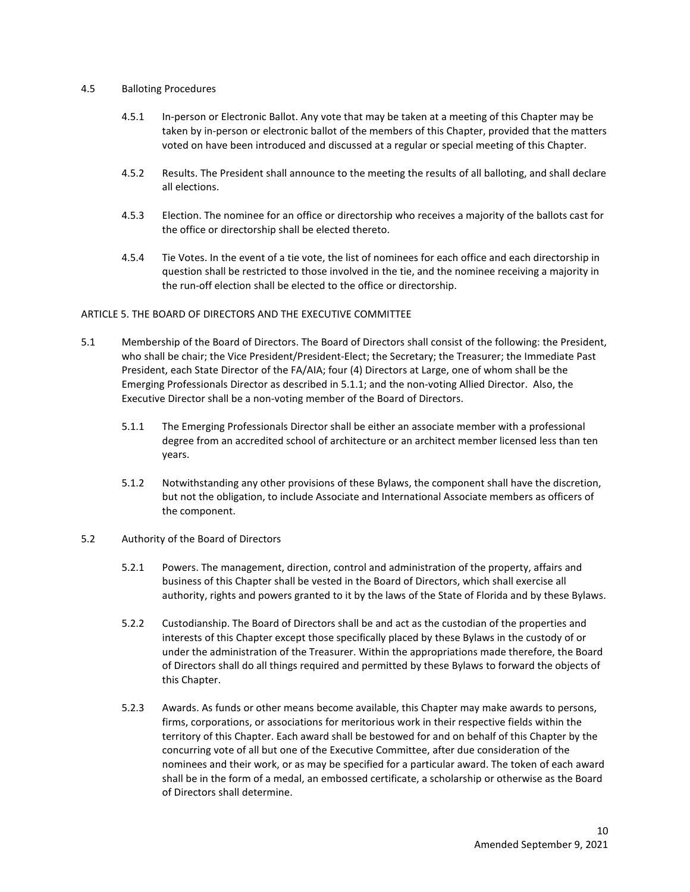4.5 Balloting Procedures

4.5.1 In-person or Electronic Ballot. Any vote that may be taken at a meeting of this Chapter may be taken by in-person or electronic ballot of the members of this Chapter, provided that the matters voted on have been introduced and discussed at a regular or special meeting of this Chapter.

4.5.2 Results. The President shall announce to the meeting the results of all balloting, and shall declare all elections.

4.5.3 Election. The nominee for an office or directorship who receives a majority of the ballots cast for the office or directorship shall be elected thereto.

4.5.4 Tie Votes. In the event of a tie vote, the list of nominees for each office and each directorship in question shall be restricted to those involved in the tie, and the nominee receiving a majority in the run-off election shall be elected to the office or directorship.

ARTICLE 5. THE BOARD OF DIRECTORS AND THE EXECUTIVE COMMITTEE

5.1 Membership of the Board of Directors. The Board of Directors shall consist of the following: the President, who shall be chair; the Vice President/President-Elect; the Secretary; the Treasurer; the Immediate Past President, each State Director of the FA/AIA; four (4) Directors at Large, one of whom shall be the Emerging Professionals Director as described in 5.1.1; and the non-voting Allied Director. Also, the Executive Director shall be a non-voting member of the Board of Directors.

5.1.1 The Emerging Professionals Director shall be either an associate member with a professional degree from an accredited school of architecture or an architect member licensed less than ten years.

5.1.2 Notwithstanding any other provisions of these Bylaws, the component shall have the discretion, but not the obligation, to include Associate and International Associate members as officers of the component.

5.2 Authority of the Board of Directors

5.2.1 Powers. The management, direction, control and administration of the property, affairs and business of this Chapter shall be vested in the Board of Directors, which shall exercise all authority, rights and powers granted to it by the laws of the State of Florida and by these Bylaws.

5.2.2 Custodianship. The Board of Directors shall be and act as the custodian of the properties and interests of this Chapter except those specifically placed by these Bylaws in the custody of or under the administration of the Treasurer. Within the appropriations made therefore, the Board of Directors shall do all things required and permitted by these Bylaws to forward the objects of this Chapter.

5.2.3 Awards. As funds or other means become available, this Chapter may make awards to persons, firms, corporations, or associations for meritorious work in their respective fields within the territory of this Chapter. Each award shall be bestowed for and on behalf of this Chapter by the concurring vote of all but one of the Executive Committee, after due consideration of the nominees and their work, or as may be specified for a particular award. The token of each award shall be in the form of a medal, an embossed certificate, a scholarship or otherwise as the Board of Directors shall determine.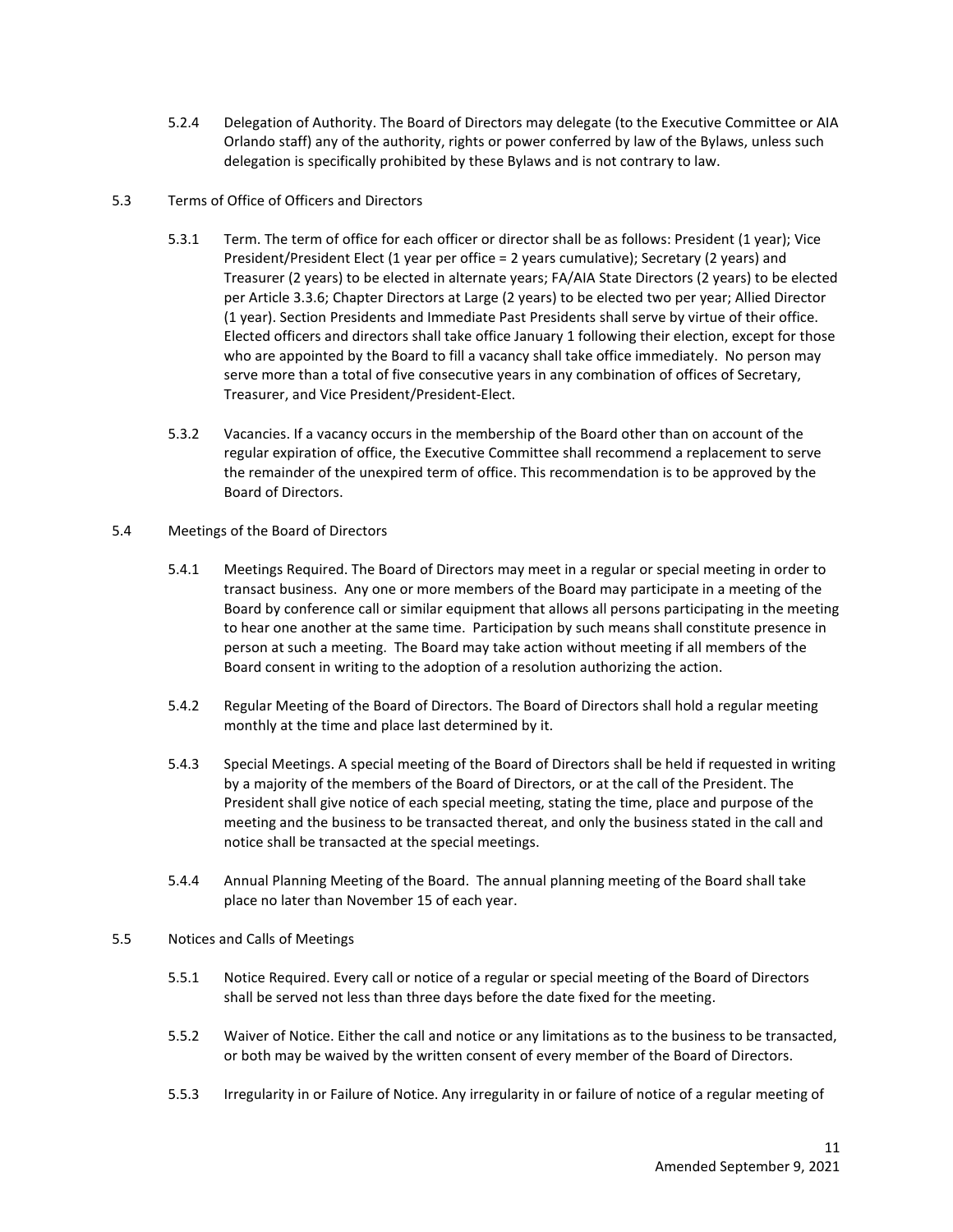5.2.4 Delegation of Authority. The Board of Directors may delegate (to the Executive Committee or AIA Orlando staff) any of the authority, rights or power conferred by law of the Bylaws, unless such delegation is specifically prohibited by these Bylaws and is not contrary to law.

5.3 Terms of Office of Officers and Directors

5.3.1 Term. The term of office for each officer or director shall be as follows: President (1 year); Vice President/President Elect (1 year per office = 2 years cumulative); Secretary (2 years) and Treasurer (2 years) to be elected in alternate years; FA/AIA State Directors (2 years) to be elected per Article 3.3.6; Chapter Directors at Large (2 years) to be elected two per year; Allied Director (1 year). Section Presidents and Immediate Past Presidents shall serve by virtue of their office. Elected officers and directors shall take office January 1 following their election, except for those who are appointed by the Board to fill a vacancy shall take office immediately. No person may serve more than a total of five consecutive years in any combination of offices of Secretary, Treasurer, and Vice President/President-Elect.

5.3.2 Vacancies. If a vacancy occurs in the membership of the Board other than on account of the regular expiration of office, the Executive Committee shall recommend a replacement to serve the remainder of the unexpired term of office. This recommendation is to be approved by the Board of Directors.

5.4 Meetings of the Board of Directors

5.4.1 Meetings Required. The Board of Directors may meet in a regular or special meeting in order to transact business. Any one or more members of the Board may participate in a meeting of the Board by conference call or similar equipment that allows all persons participating in the meeting to hear one another at the same time. Participation by such means shall constitute presence in person at such a meeting. The Board may take action without meeting if all members of the Board consent in writing to the adoption of a resolution authorizing the action.

5.4.2 Regular Meeting of the Board of Directors. The Board of Directors shall hold a regular meeting monthly at the time and place last determined by it.

5.4.3 Special Meetings. A special meeting of the Board of Directors shall be held if requested in writing by a majority of the members of the Board of Directors, or at the call of the President. The President shall give notice of each special meeting, stating the time, place and purpose of the meeting and the business to be transacted thereat, and only the business stated in the call and notice shall be transacted at the special meetings.

5.4.4 Annual Planning Meeting of the Board. The annual planning meeting of the Board shall take place no later than November 15 of each year.

5.5 Notices and Calls of Meetings

5.5.1 Notice Required. Every call or notice of a regular or special meeting of the Board of Directors shall be served not less than three days before the date fixed for the meeting.

5.5.2 Waiver of Notice. Either the call and notice or any limitations as to the business to be transacted, or both may be waived by the written consent of every member of the Board of Directors.

5.5.3 Irregularity in or Failure of Notice. Any irregularity in or failure of notice of a regular meeting of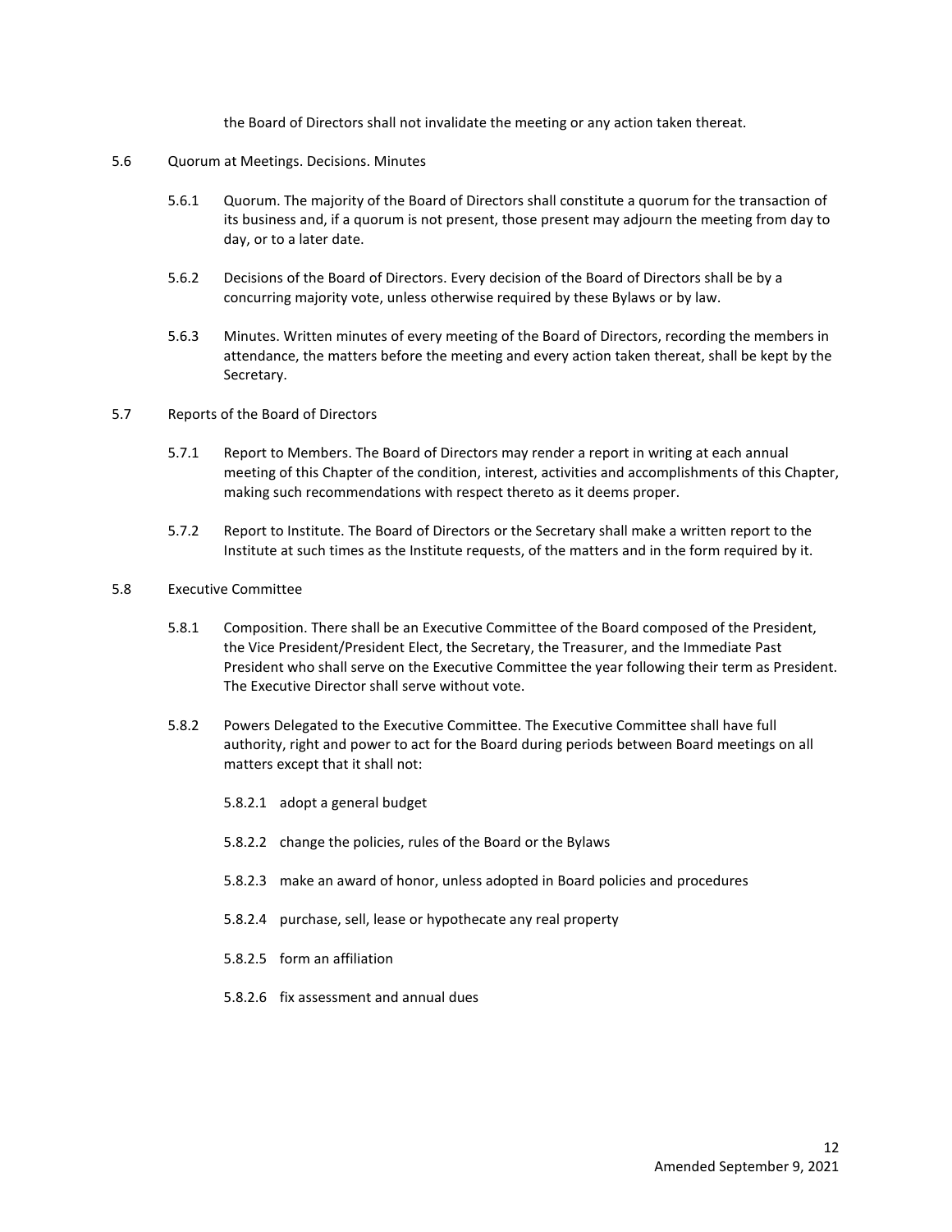the Board of Directors shall not invalidate the meeting or any action taken thereat.

5.6 Quorum at Meetings. Decisions. Minutes

5.6.1 Quorum. The majority of the Board of Directors shall constitute a quorum for the transaction of its business and, if a quorum is not present, those present may adjourn the meeting from day to day, or to a later date.

5.6.2 Decisions of the Board of Directors. Every decision of the Board of Directors shall be by a concurring majority vote, unless otherwise required by these Bylaws or by law.

5.6.3 Minutes. Written minutes of every meeting of the Board of Directors, recording the members in attendance, the matters before the meeting and every action taken thereat, shall be kept by the Secretary.

5.7 Reports of the Board of Directors

5.7.1 Report to Members. The Board of Directors may render a report in writing at each annual meeting of this Chapter of the condition, interest, activities and accomplishments of this Chapter, making such recommendations with respect thereto as it deems proper.

5.7.2 Report to Institute. The Board of Directors or the Secretary shall make a written report to the Institute at such times as the Institute requests, of the matters and in the form required by it.

5.8 Executive Committee

5.8.1 Composition. There shall be an Executive Committee of the Board composed of the President, the Vice President/President Elect, the Secretary, the Treasurer, and the Immediate Past President who shall serve on the Executive Committee the year following their term as President. The Executive Director shall serve without vote.

5.8.2 Powers Delegated to the Executive Committee. The Executive Committee shall have full authority, right and power to act for the Board during periods between Board meetings on all matters except that it shall not:

5.8.2.1 adopt a general budget

5.8.2.2 change the policies, rules of the Board or the Bylaws

5.8.2.3 make an award of honor, unless adopted in Board policies and procedures

5.8.2.4 purchase, sell, lease or hypothecate any real property

5.8.2.5 form an affiliation

5.8.2.6 fix assessment and annual dues

Amended September 9, 2021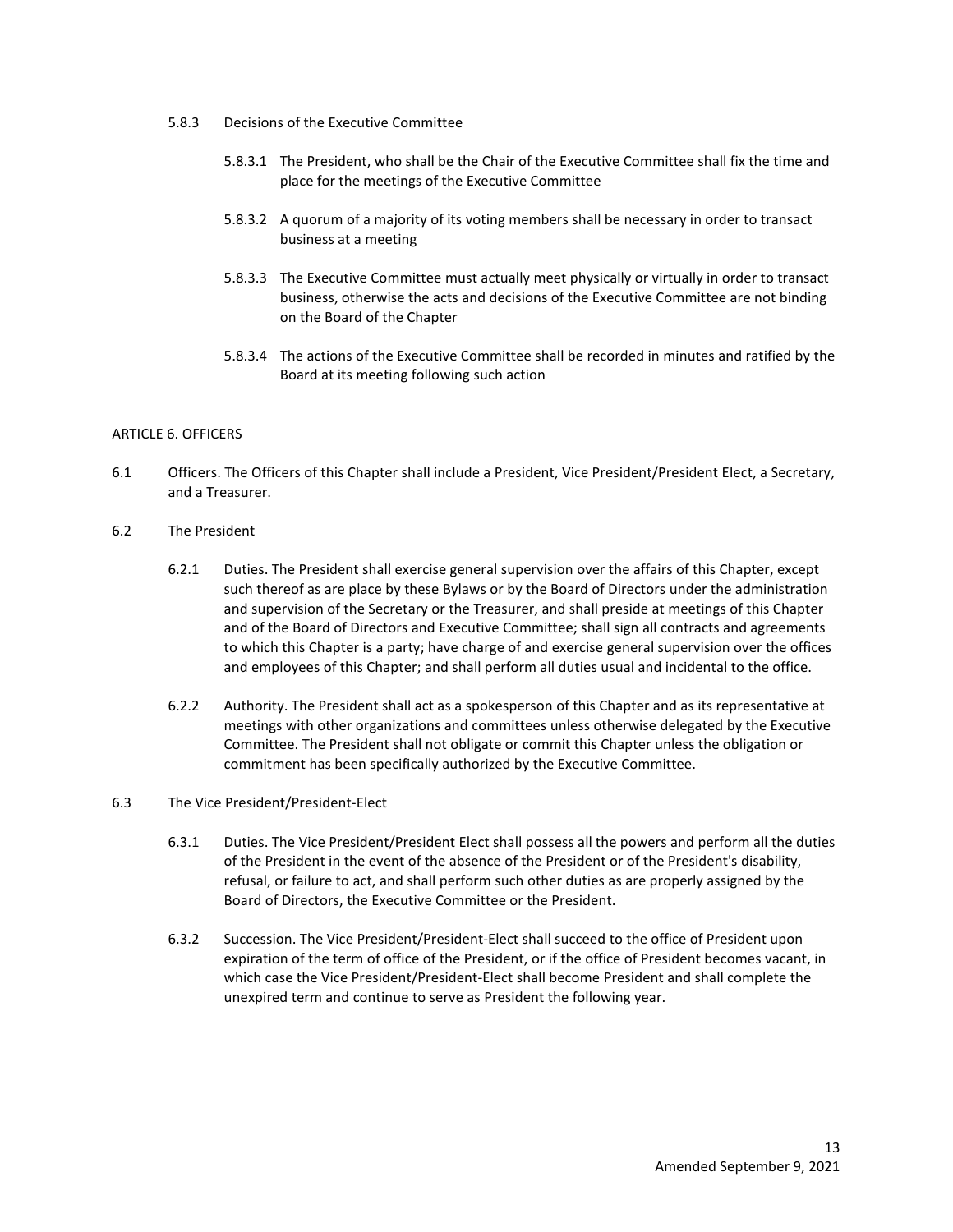5.8.3 Decisions of the Executive Committee

5.8.3.1 The President, who shall be the Chair of the Executive Committee shall fix the time and place for the meetings of the Executive Committee

5.8.3.2 A quorum of a majority of its voting members shall be necessary in order to transact business at a meeting

5.8.3.3 The Executive Committee must actually meet physically or virtually in order to transact business, otherwise the acts and decisions of the Executive Committee are not binding on the Board of the Chapter

5.8.3.4 The actions of the Executive Committee shall be recorded in minutes and ratified by the Board at its meeting following such action

## ARTICLE 6. OFFICERS

6.1 Officers. The Officers of this Chapter shall include a President, Vice President/President Elect, a Secretary, and a Treasurer.

6.2 The President

6.2.1 Duties. The President shall exercise general supervision over the affairs of this Chapter, except such thereof as are place by these Bylaws or by the Board of Directors under the administration and supervision of the Secretary or the Treasurer, and shall preside at meetings of this Chapter and of the Board of Directors and Executive Committee; shall sign all contracts and agreements to which this Chapter is a party; have charge of and exercise general supervision over the offices and employees of this Chapter; and shall perform all duties usual and incidental to the office.

6.2.2 Authority. The President shall act as a spokesperson of this Chapter and as its representative at meetings with other organizations and committees unless otherwise delegated by the Executive Committee. The President shall not obligate or commit this Chapter unless the obligation or commitment has been specifically authorized by the Executive Committee.

6.3 The Vice President/President-Elect

6.3.1 Duties. The Vice President/President Elect shall possess all the powers and perform all the duties of the President in the event of the absence of the President or of the President's disability, refusal, or failure to act, and shall perform such other duties as are properly assigned by the Board of Directors, the Executive Committee or the President.

6.3.2 Succession. The Vice President/President-Elect shall succeed to the office of President upon expiration of the term of office of the President, or if the office of President becomes vacant, in which case the Vice President/President-Elect shall become President and shall complete the unexpired term and continue to serve as President the following year.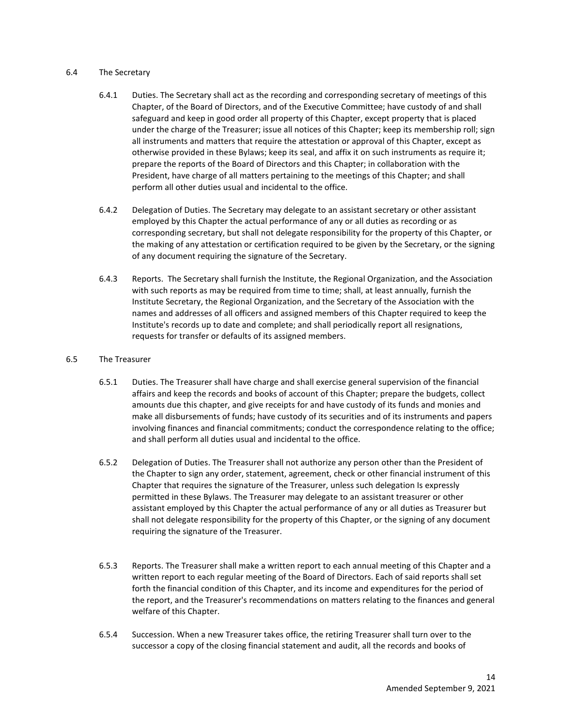### 6.4 The Secretary

6.4.1 Duties. The Secretary shall act as the recording and corresponding secretary of meetings of this Chapter, of the Board of Directors, and of the Executive Committee; have custody of and shall safeguard and keep in good order all property of this Chapter, except property that is placed under the charge of the Treasurer; issue all notices of this Chapter; keep its membership roll; sign all instruments and matters that require the attestation or approval of this Chapter, except as otherwise provided in these Bylaws; keep its seal, and affix it on such instruments as require it; prepare the reports of the Board of Directors and this Chapter; in collaboration with the President, have charge of all matters pertaining to the meetings of this Chapter; and shall perform all other duties usual and incidental to the office.

6.4.2 Delegation of Duties. The Secretary may delegate to an assistant secretary or other assistant employed by this Chapter the actual performance of any or all duties as recording or as corresponding secretary, but shall not delegate responsibility for the property of this Chapter, or the making of any attestation or certification required to be given by the Secretary, or the signing of any document requiring the signature of the Secretary.

6.4.3 Reports. The Secretary shall furnish the Institute, the Regional Organization, and the Association with such reports as may be required from time to time; shall, at least annually, furnish the Institute Secretary, the Regional Organization, and the Secretary of the Association with the names and addresses of all officers and assigned members of this Chapter required to keep the Institute's records up to date and complete; and shall periodically report all resignations, requests for transfer or defaults of its assigned members.

### 6.5 The Treasurer

6.5.1 Duties. The Treasurer shall have charge and shall exercise general supervision of the financial affairs and keep the records and books of account of this Chapter; prepare the budgets, collect amounts due this chapter, and give receipts for and have custody of its funds and monies and make all disbursements of funds; have custody of its securities and of its instruments and papers involving finances and financial commitments; conduct the correspondence relating to the office; and shall perform all duties usual and incidental to the office.

6.5.2 Delegation of Duties. The Treasurer shall not authorize any person other than the President of the Chapter to sign any order, statement, agreement, check or other financial instrument of this Chapter that requires the signature of the Treasurer, unless such delegation Is expressly permitted in these Bylaws. The Treasurer may delegate to an assistant treasurer or other assistant employed by this Chapter the actual performance of any or all duties as Treasurer but shall not delegate responsibility for the property of this Chapter, or the signing of any document requiring the signature of the Treasurer.

6.5.3 Reports. The Treasurer shall make a written report to each annual meeting of this Chapter and a written report to each regular meeting of the Board of Directors. Each of said reports shall set forth the financial condition of this Chapter, and its income and expenditures for the period of the report, and the Treasurer's recommendations on matters relating to the finances and general welfare of this Chapter.

6.5.4 Succession. When a new Treasurer takes office, the retiring Treasurer shall turn over to the successor a copy of the closing financial statement and audit, all the records and books of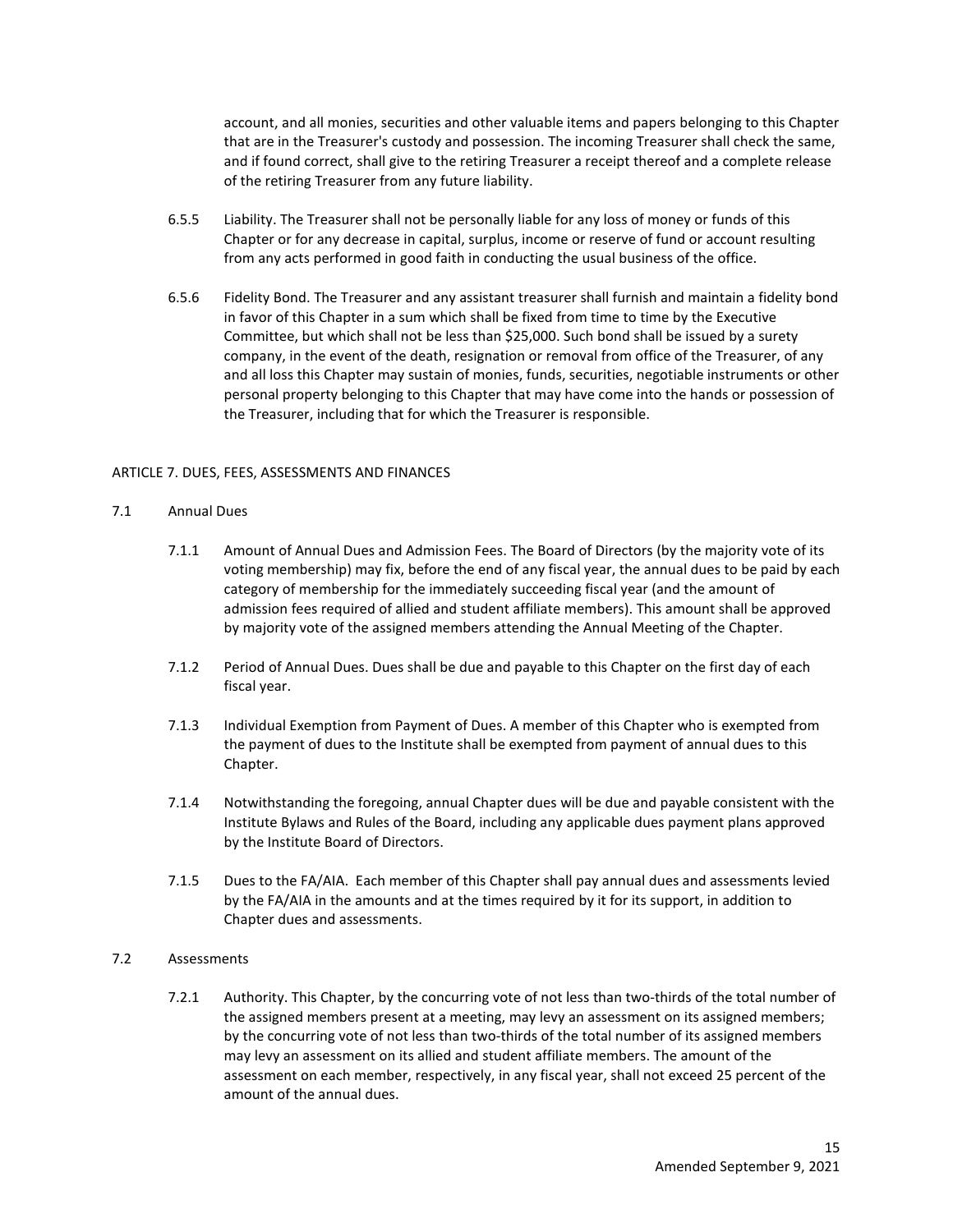account, and all monies, securities and other valuable items and papers belonging to this Chapter that are in the Treasurer's custody and possession. The incoming Treasurer shall check the same, and if found correct, shall give to the retiring Treasurer a receipt thereof and a complete release of the retiring Treasurer from any future liability.

6.5.5 Liability. The Treasurer shall not be personally liable for any loss of money or funds of this Chapter or for any decrease in capital, surplus, income or reserve of fund or account resulting from any acts performed in good faith in conducting the usual business of the office.

6.5.6 Fidelity Bond. The Treasurer and any assistant treasurer shall furnish and maintain a fidelity bond in favor of this Chapter in a sum which shall be fixed from time to time by the Executive Committee, but which shall not be less than $25,000. Such bond shall be issued by a surety company, in the event of the death, resignation or removal from office of the Treasurer, of any and all loss this Chapter may sustain of monies, funds, securities, negotiable instruments or other personal property belonging to this Chapter that may have come into the hands or possession of the Treasurer, including that for which the Treasurer is responsible.

## ARTICLE 7. DUES, FEES, ASSESSMENTS AND FINANCES

### 7.1 Annual Dues

7.1.1 Amount of Annual Dues and Admission Fees. The Board of Directors (by the majority vote of its voting membership) may fix, before the end of any fiscal year, the annual dues to be paid by each category of membership for the immediately succeeding fiscal year (and the amount of admission fees required of allied and student affiliate members). This amount shall be approved by majority vote of the assigned members attending the Annual Meeting of the Chapter.

7.1.2 Period of Annual Dues. Dues shall be due and payable to this Chapter on the first day of each fiscal year.

7.1.3 Individual Exemption from Payment of Dues. A member of this Chapter who is exempted from the payment of dues to the Institute shall be exempted from payment of annual dues to this Chapter.

7.1.4 Notwithstanding the foregoing, annual Chapter dues will be due and payable consistent with the Institute Bylaws and Rules of the Board, including any applicable dues payment plans approved by the Institute Board of Directors.

7.1.5 Dues to the FA/AIA. Each member of this Chapter shall pay annual dues and assessments levied by the FA/AIA in the amounts and at the times required by it for its support, in addition to Chapter dues and assessments.

### 7.2 Assessments

7.2.1 Authority. This Chapter, by the concurring vote of not less than two-thirds of the total number of the assigned members present at a meeting, may levy an assessment on its assigned members; by the concurring vote of not less than two-thirds of the total number of its assigned members may levy an assessment on its allied and student affiliate members. The amount of the assessment on each member, respectively, in any fiscal year, shall not exceed 25 percent of the amount of the annual dues.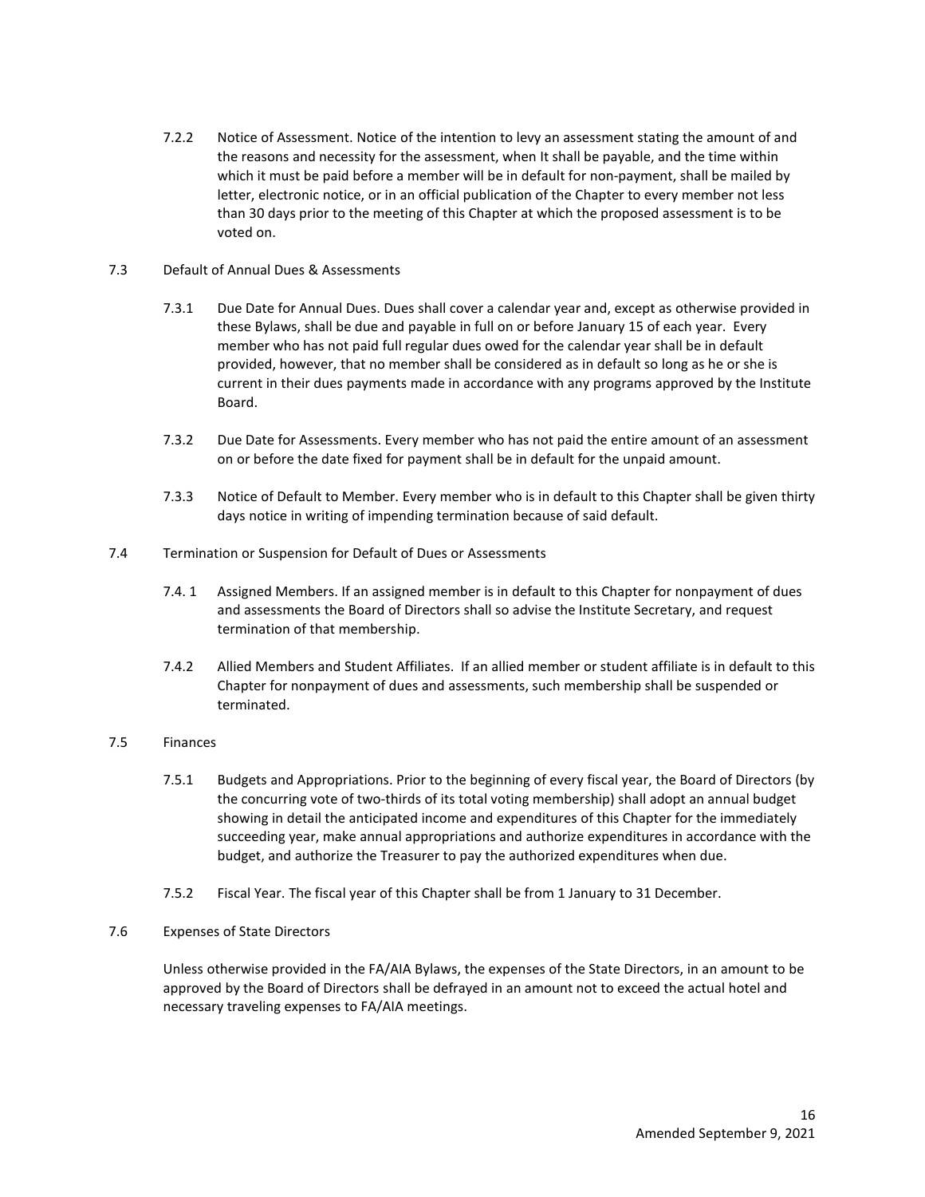7.2.2 Notice of Assessment. Notice of the intention to levy an assessment stating the amount of and the reasons and necessity for the assessment, when It shall be payable, and the time within which it must be paid before a member will be in default for non-payment, shall be mailed by letter, electronic notice, or in an official publication of the Chapter to every member not less than 30 days prior to the meeting of this Chapter at which the proposed assessment is to be voted on.

7.3 Default of Annual Dues & Assessments

7.3.1 Due Date for Annual Dues. Dues shall cover a calendar year and, except as otherwise provided in these Bylaws, shall be due and payable in full on or before January 15 of each year. Every member who has not paid full regular dues owed for the calendar year shall be in default provided, however, that no member shall be considered as in default so long as he or she is current in their dues payments made in accordance with any programs approved by the Institute Board.

7.3.2 Due Date for Assessments. Every member who has not paid the entire amount of an assessment on or before the date fixed for payment shall be in default for the unpaid amount.

7.3.3 Notice of Default to Member. Every member who is in default to this Chapter shall be given thirty days notice in writing of impending termination because of said default.

7.4 Termination or Suspension for Default of Dues or Assessments

7.4. 1 Assigned Members. If an assigned member is in default to this Chapter for nonpayment of dues and assessments the Board of Directors shall so advise the Institute Secretary, and request termination of that membership.

7.4.2 Allied Members and Student Affiliates. If an allied member or student affiliate is in default to this Chapter for nonpayment of dues and assessments, such membership shall be suspended or terminated.

7.5 Finances

7.5.1 Budgets and Appropriations. Prior to the beginning of every fiscal year, the Board of Directors (by the concurring vote of two-thirds of its total voting membership) shall adopt an annual budget showing in detail the anticipated income and expenditures of this Chapter for the immediately succeeding year, make annual appropriations and authorize expenditures in accordance with the budget, and authorize the Treasurer to pay the authorized expenditures when due.

7.5.2 Fiscal Year. The fiscal year of this Chapter shall be from 1 January to 31 December.

7.6 Expenses of State Directors

Unless otherwise provided in the FA/AIA Bylaws, the expenses of the State Directors, in an amount to be approved by the Board of Directors shall be defrayed in an amount not to exceed the actual hotel and necessary traveling expenses to FA/AIA meetings.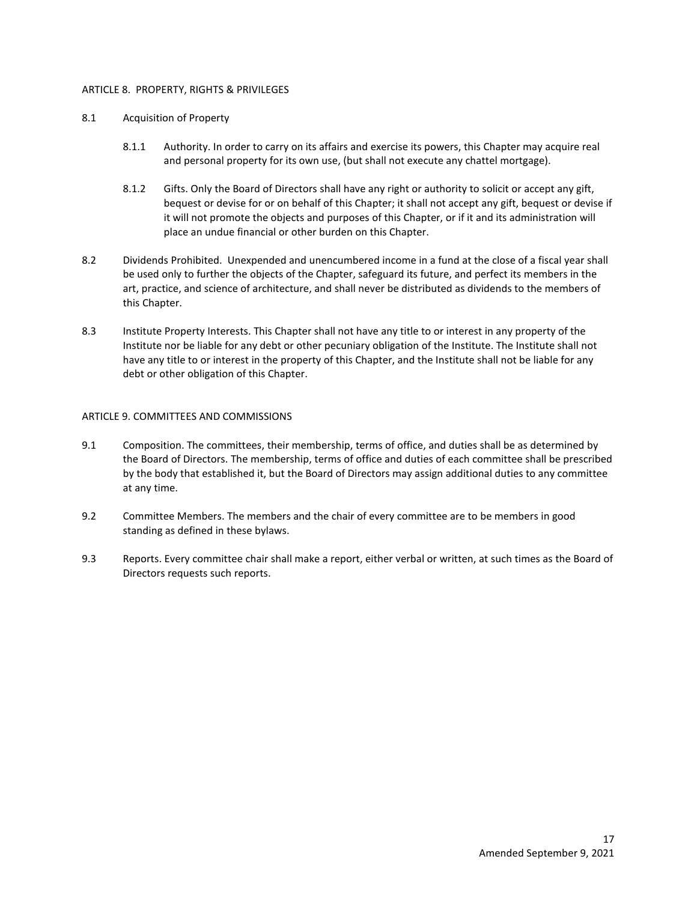## ARTICLE 8. PROPERTY, RIGHTS & PRIVILEGES

8.1 Acquisition of Property

8.1.1 Authority. In order to carry on its affairs and exercise its powers, this Chapter may acquire real and personal property for its own use, (but shall not execute any chattel mortgage).

8.1.2 Gifts. Only the Board of Directors shall have any right or authority to solicit or accept any gift, bequest or devise for or on behalf of this Chapter; it shall not accept any gift, bequest or devise if it will not promote the objects and purposes of this Chapter, or if it and its administration will place an undue financial or other burden on this Chapter.

8.2 Dividends Prohibited. Unexpended and unencumbered income in a fund at the close of a fiscal year shall be used only to further the objects of the Chapter, safeguard its future, and perfect its members in the art, practice, and science of architecture, and shall never be distributed as dividends to the members of this Chapter.

8.3 Institute Property Interests. This Chapter shall not have any title to or interest in any property of the Institute nor be liable for any debt or other pecuniary obligation of the Institute. The Institute shall not have any title to or interest in the property of this Chapter, and the Institute shall not be liable for any debt or other obligation of this Chapter.

## ARTICLE 9. COMMITTEES AND COMMISSIONS

9.1 Composition. The committees, their membership, terms of office, and duties shall be as determined by the Board of Directors. The membership, terms of office and duties of each committee shall be prescribed by the body that established it, but the Board of Directors may assign additional duties to any committee at any time.

9.2 Committee Members. The members and the chair of every committee are to be members in good standing as defined in these bylaws.

9.3 Reports. Every committee chair shall make a report, either verbal or written, at such times as the Board of Directors requests such reports.

Amended September 9, 2021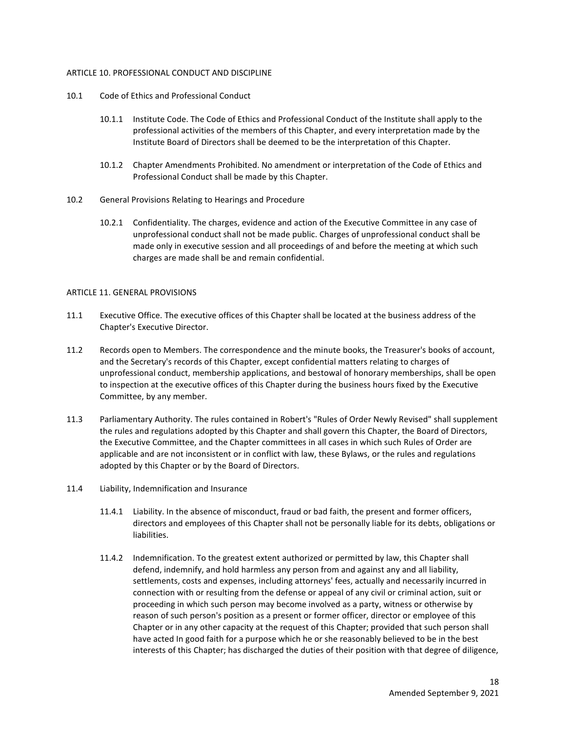## ARTICLE 10. PROFESSIONAL CONDUCT AND DISCIPLINE

10.1 Code of Ethics and Professional Conduct

10.1.1 Institute Code. The Code of Ethics and Professional Conduct of the Institute shall apply to the professional activities of the members of this Chapter, and every interpretation made by the Institute Board of Directors shall be deemed to be the interpretation of this Chapter.

10.1.2 Chapter Amendments Prohibited. No amendment or interpretation of the Code of Ethics and Professional Conduct shall be made by this Chapter.

10.2 General Provisions Relating to Hearings and Procedure

10.2.1 Confidentiality. The charges, evidence and action of the Executive Committee in any case of unprofessional conduct shall not be made public. Charges of unprofessional conduct shall be made only in executive session and all proceedings of and before the meeting at which such charges are made shall be and remain confidential.

## ARTICLE 11. GENERAL PROVISIONS

11.1 Executive Office. The executive offices of this Chapter shall be located at the business address of the Chapter's Executive Director.

11.2 Records open to Members. The correspondence and the minute books, the Treasurer's books of account, and the Secretary's records of this Chapter, except confidential matters relating to charges of unprofessional conduct, membership applications, and bestowal of honorary memberships, shall be open to inspection at the executive offices of this Chapter during the business hours fixed by the Executive Committee, by any member.

11.3 Parliamentary Authority. The rules contained in Robert's "Rules of Order Newly Revised" shall supplement the rules and regulations adopted by this Chapter and shall govern this Chapter, the Board of Directors, the Executive Committee, and the Chapter committees in all cases in which such Rules of Order are applicable and are not inconsistent or in conflict with law, these Bylaws, or the rules and regulations adopted by this Chapter or by the Board of Directors.

11.4 Liability, Indemnification and Insurance

11.4.1 Liability. In the absence of misconduct, fraud or bad faith, the present and former officers, directors and employees of this Chapter shall not be personally liable for its debts, obligations or liabilities.

11.4.2 Indemnification. To the greatest extent authorized or permitted by law, this Chapter shall defend, indemnify, and hold harmless any person from and against any and all liability, settlements, costs and expenses, including attorneys' fees, actually and necessarily incurred in connection with or resulting from the defense or appeal of any civil or criminal action, suit or proceeding in which such person may become involved as a party, witness or otherwise by reason of such person's position as a present or former officer, director or employee of this Chapter or in any other capacity at the request of this Chapter; provided that such person shall have acted In good faith for a purpose which he or she reasonably believed to be in the best interests of this Chapter; has discharged the duties of their position with that degree of diligence,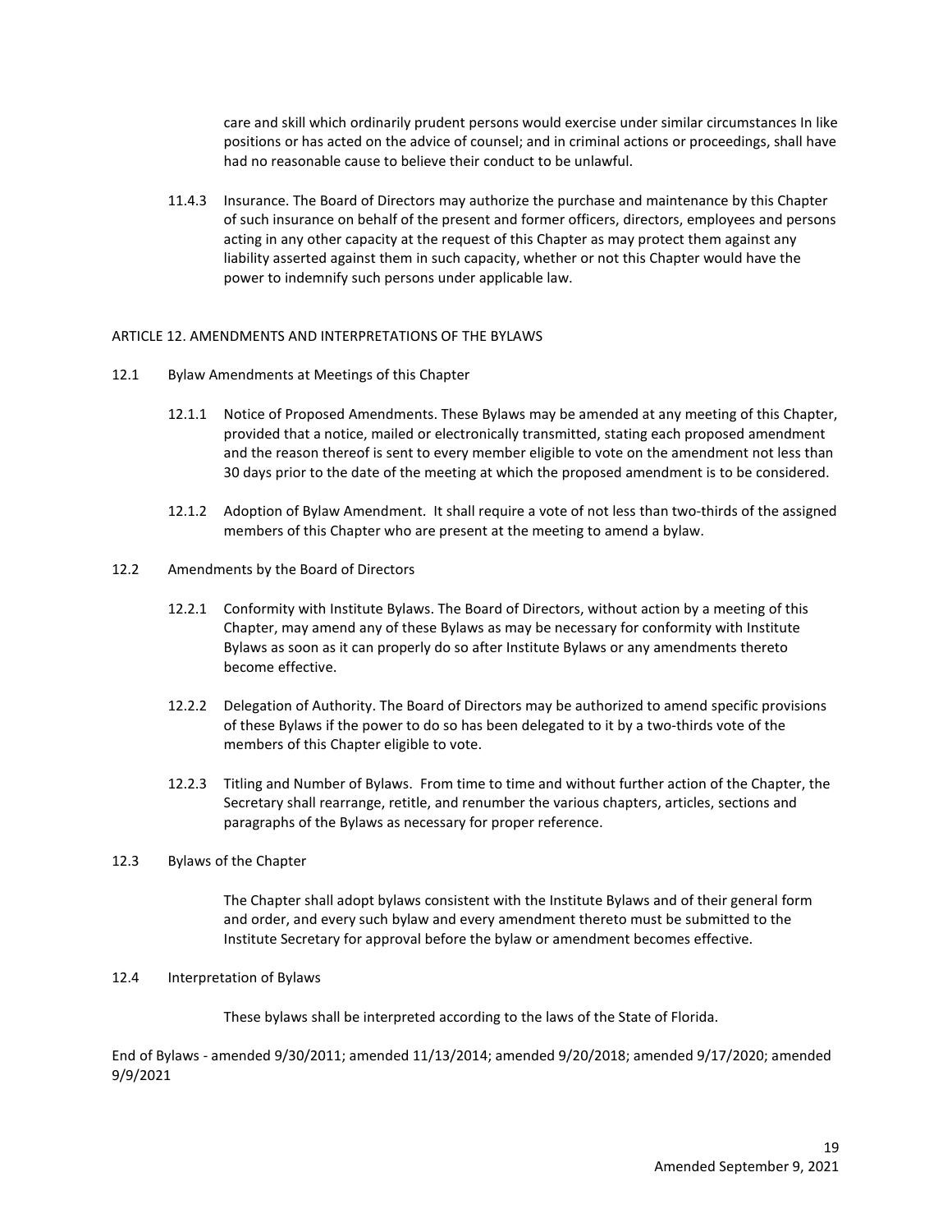care and skill which ordinarily prudent persons would exercise under similar circumstances In like positions or has acted on the advice of counsel; and in criminal actions or proceedings, shall have had no reasonable cause to believe their conduct to be unlawful.

11.4.3 Insurance. The Board of Directors may authorize the purchase and maintenance by this Chapter of such insurance on behalf of the present and former officers, directors, employees and persons acting in any other capacity at the request of this Chapter as may protect them against any liability asserted against them in such capacity, whether or not this Chapter would have the power to indemnify such persons under applicable law.

## ARTICLE 12. AMENDMENTS AND INTERPRETATIONS OF THE BYLAWS

### 12.1 Bylaw Amendments at Meetings of this Chapter

12.1.1 Notice of Proposed Amendments. These Bylaws may be amended at any meeting of this Chapter, provided that a notice, mailed or electronically transmitted, stating each proposed amendment and the reason thereof is sent to every member eligible to vote on the amendment not less than 30 days prior to the date of the meeting at which the proposed amendment is to be considered.

12.1.2 Adoption of Bylaw Amendment. It shall require a vote of not less than two-thirds of the assigned members of this Chapter who are present at the meeting to amend a bylaw.

### 12.2 Amendments by the Board of Directors

12.2.1 Conformity with Institute Bylaws. The Board of Directors, without action by a meeting of this Chapter, may amend any of these Bylaws as may be necessary for conformity with Institute Bylaws as soon as it can properly do so after Institute Bylaws or any amendments thereto become effective.

12.2.2 Delegation of Authority. The Board of Directors may be authorized to amend specific provisions of these Bylaws if the power to do so has been delegated to it by a two-thirds vote of the members of this Chapter eligible to vote.

12.2.3 Titling and Number of Bylaws. From time to time and without further action of the Chapter, the Secretary shall rearrange, retitle, and renumber the various chapters, articles, sections and paragraphs of the Bylaws as necessary for proper reference.

### 12.3 Bylaws of the Chapter

The Chapter shall adopt bylaws consistent with the Institute Bylaws and of their general form and order, and every such bylaw and every amendment thereto must be submitted to the Institute Secretary for approval before the bylaw or amendment becomes effective.

### 12.4 Interpretation of Bylaws

These bylaws shall be interpreted according to the laws of the State of Florida.

End of Bylaws - amended 9/30/2011; amended 11/13/2014; amended 9/20/2018; amended 9/17/2020; amended 9/9/2021